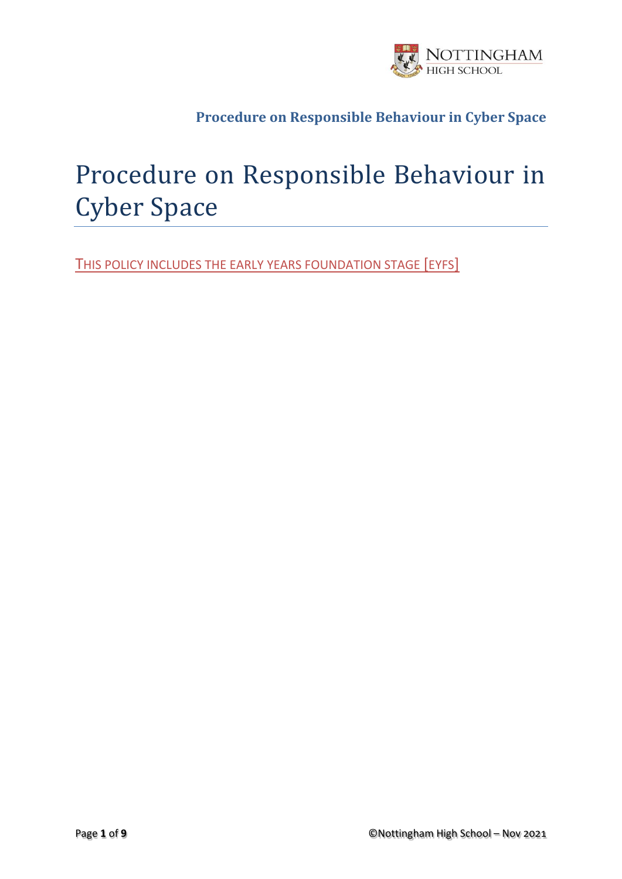# Procedure on Responsible Behaviour in Cyber Space

THIS POLICY INCLUDES THE EARLY YEARS FOUNDATION STAGE [EYFS]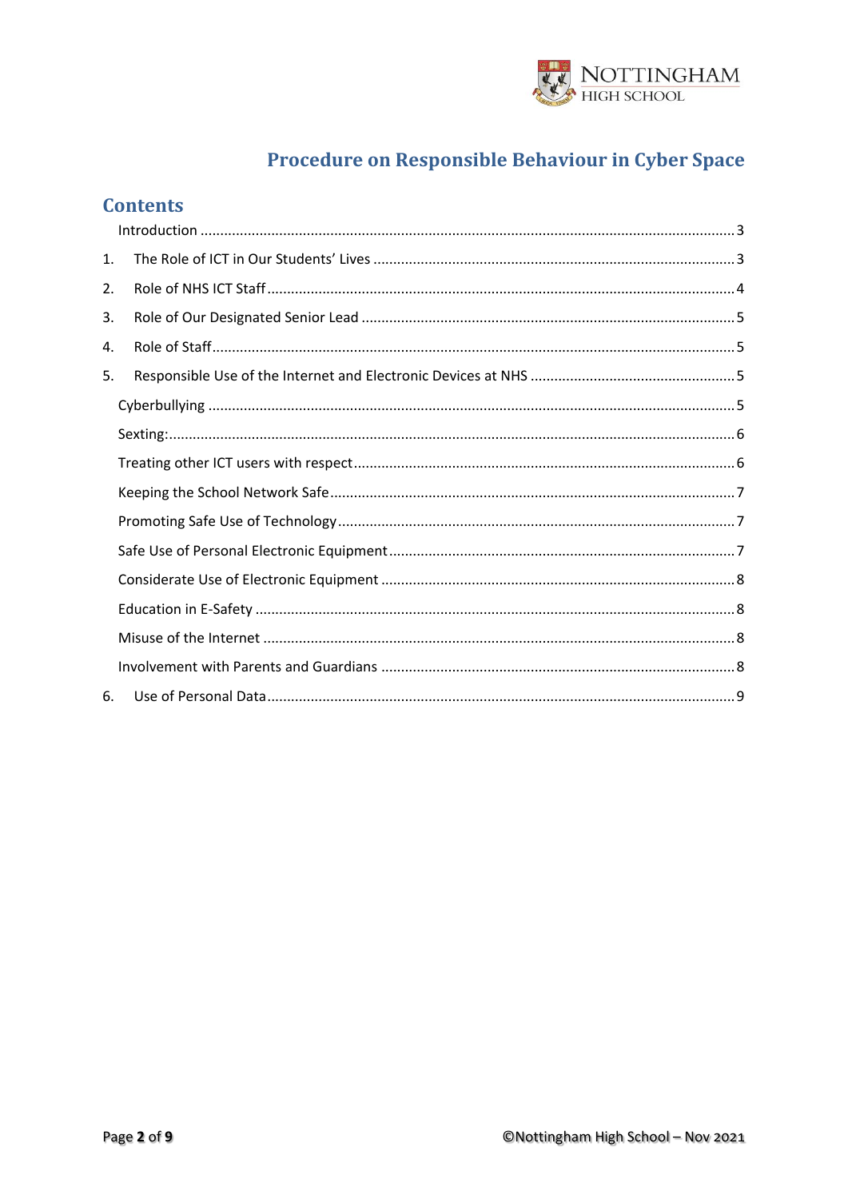# Procedure on Responsible Behaviour in Cyber Space

## Contents

Introduction ........................................................ 3

1. The Role of ICT in Our Students' Lives ........................................................ 3
2. Role of NHS ICT Staff ........................................................ 4
3. Role of Our Designated Senior Lead ........................................................ 5
4. Role of Staff ........................................................ 5
5. Responsible Use of the Internet and Electronic Devices at NHS ........................................................ 5

Cyberbullying ........................................................ 5

Sexting: ........................................................ 6

Treating other ICT users with respect ........................................................ 6

Keeping the School Network Safe ........................................................ 7

Promoting Safe Use of Technology ........................................................ 7

Safe Use of Personal Electronic Equipment ........................................................ 7

Considerate Use of Electronic Equipment ........................................................ 8

Education in E-Safety ........................................................ 8

Misuse of the Internet ........................................................ 8

Involvement with Parents and Guardians ........................................................ 8

6. Use of Personal Data ........................................................ 9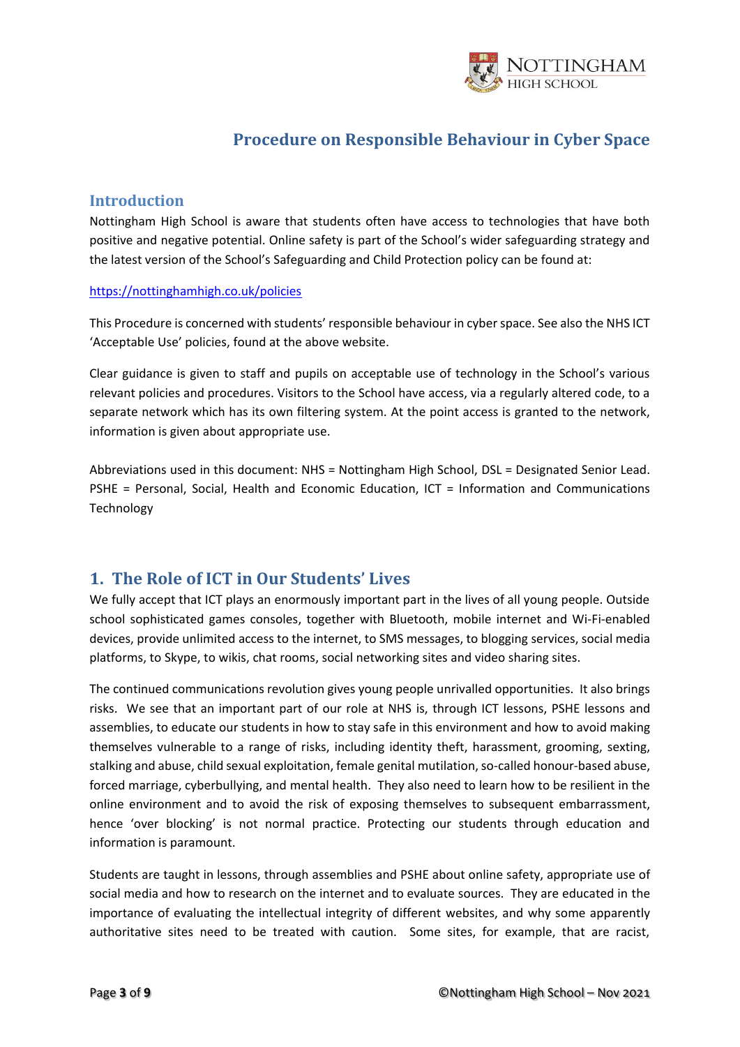# Procedure on Responsible Behaviour in Cyber Space

## Introduction

Nottingham High School is aware that students often have access to technologies that have both positive and negative potential. Online safety is part of the School's wider safeguarding strategy and the latest version of the School's Safeguarding and Child Protection policy can be found at:

https://nottinghamhigh.co.uk/policies

This Procedure is concerned with students' responsible behaviour in cyber space. See also the NHS ICT 'Acceptable Use' policies, found at the above website.

Clear guidance is given to staff and pupils on acceptable use of technology in the School's various relevant policies and procedures. Visitors to the School have access, via a regularly altered code, to a separate network which has its own filtering system. At the point access is granted to the network, information is given about appropriate use.

Abbreviations used in this document: NHS = Nottingham High School, DSL = Designated Senior Lead. PSHE = Personal, Social, Health and Economic Education, ICT = Information and Communications Technology

## 1. The Role of ICT in Our Students' Lives

We fully accept that ICT plays an enormously important part in the lives of all young people. Outside school sophisticated games consoles, together with Bluetooth, mobile internet and Wi-Fi-enabled devices, provide unlimited access to the internet, to SMS messages, to blogging services, social media platforms, to Skype, to wikis, chat rooms, social networking sites and video sharing sites.

The continued communications revolution gives young people unrivalled opportunities. It also brings risks. We see that an important part of our role at NHS is, through ICT lessons, PSHE lessons and assemblies, to educate our students in how to stay safe in this environment and how to avoid making themselves vulnerable to a range of risks, including identity theft, harassment, grooming, sexting, stalking and abuse, child sexual exploitation, female genital mutilation, so-called honour-based abuse, forced marriage, cyberbullying, and mental health. They also need to learn how to be resilient in the online environment and to avoid the risk of exposing themselves to subsequent embarrassment, hence 'over blocking' is not normal practice. Protecting our students through education and information is paramount.

Students are taught in lessons, through assemblies and PSHE about online safety, appropriate use of social media and how to research on the internet and to evaluate sources. They are educated in the importance of evaluating the intellectual integrity of different websites, and why some apparently authoritative sites need to be treated with caution. Some sites, for example, that are racist,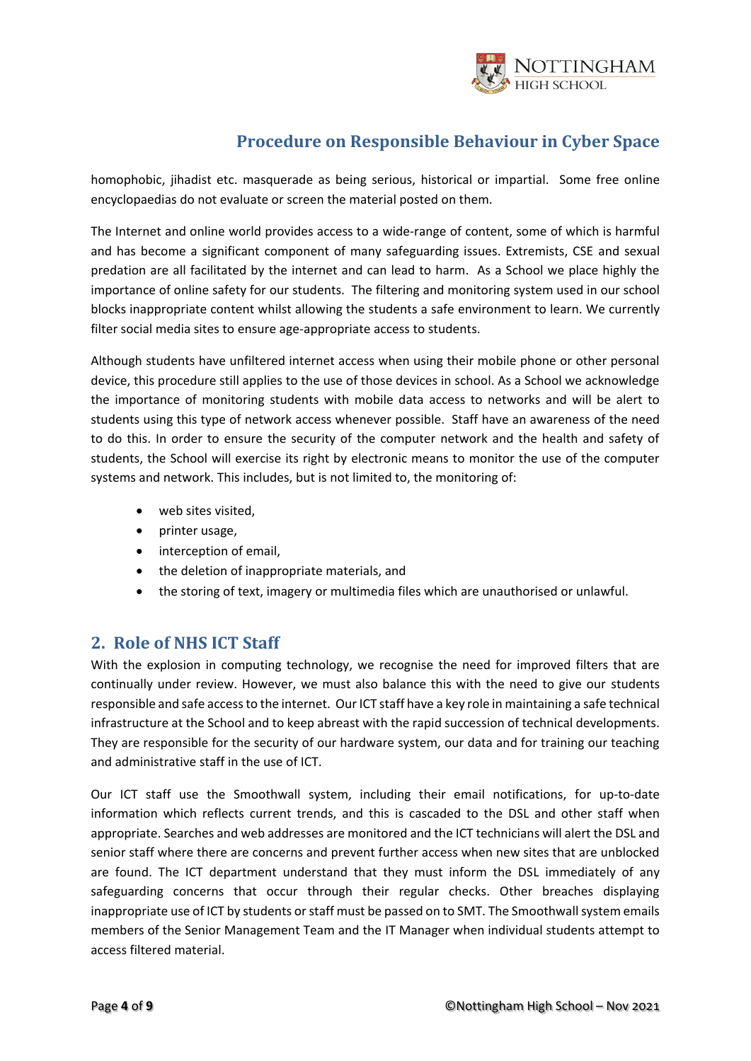homophobic, jihadist etc. masquerade as being serious, historical or impartial. Some free online encyclopaedias do not evaluate or screen the material posted on them.

The Internet and online world provides access to a wide-range of content, some of which is harmful and has become a significant component of many safeguarding issues. Extremists, CSE and sexual predation are all facilitated by the internet and can lead to harm. As a School we place highly the importance of online safety for our students. The filtering and monitoring system used in our school blocks inappropriate content whilst allowing the students a safe environment to learn. We currently filter social media sites to ensure age-appropriate access to students.

Although students have unfiltered internet access when using their mobile phone or other personal device, this procedure still applies to the use of those devices in school. As a School we acknowledge the importance of monitoring students with mobile data access to networks and will be alert to students using this type of network access whenever possible. Staff have an awareness of the need to do this. In order to ensure the security of the computer network and the health and safety of students, the School will exercise its right by electronic means to monitor the use of the computer systems and network. This includes, but is not limited to, the monitoring of:

- web sites visited,
- printer usage,
- interception of email,
- the deletion of inappropriate materials, and
- the storing of text, imagery or multimedia files which are unauthorised or unlawful.

## 2. Role of NHS ICT Staff

With the explosion in computing technology, we recognise the need for improved filters that are continually under review. However, we must also balance this with the need to give our students responsible and safe access to the internet. Our ICT staff have a key role in maintaining a safe technical infrastructure at the School and to keep abreast with the rapid succession of technical developments. They are responsible for the security of our hardware system, our data and for training our teaching and administrative staff in the use of ICT.

Our ICT staff use the Smoothwall system, including their email notifications, for up-to-date information which reflects current trends, and this is cascaded to the DSL and other staff when appropriate. Searches and web addresses are monitored and the ICT technicians will alert the DSL and senior staff where there are concerns and prevent further access when new sites that are unblocked are found. The ICT department understand that they must inform the DSL immediately of any safeguarding concerns that occur through their regular checks. Other breaches displaying inappropriate use of ICT by students or staff must be passed on to SMT. The Smoothwall system emails members of the Senior Management Team and the IT Manager when individual students attempt to access filtered material.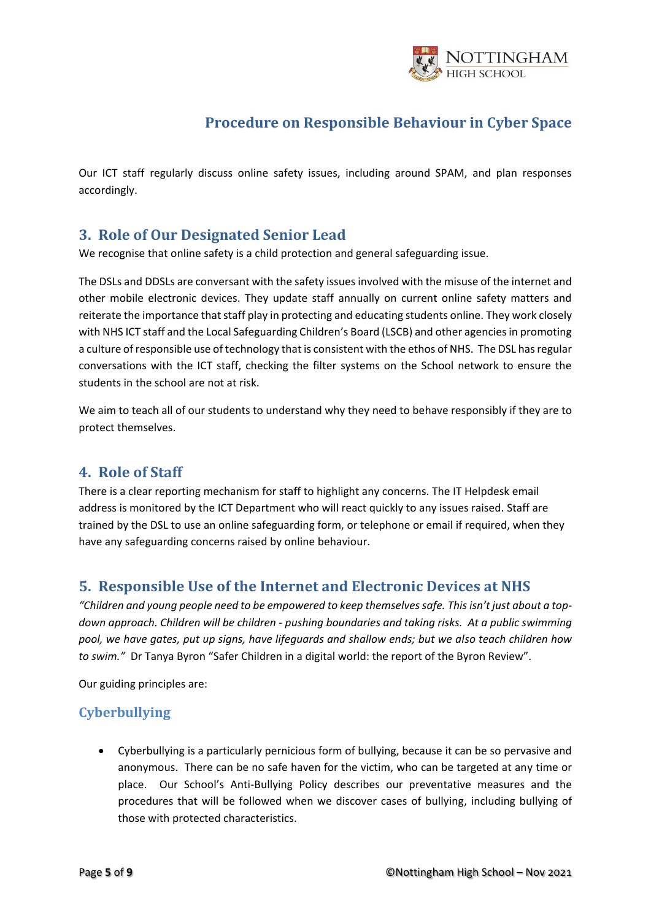Our ICT staff regularly discuss online safety issues, including around SPAM, and plan responses accordingly.

## 3. Role of Our Designated Senior Lead

We recognise that online safety is a child protection and general safeguarding issue.

The DSLs and DDSLs are conversant with the safety issues involved with the misuse of the internet and other mobile electronic devices. They update staff annually on current online safety matters and reiterate the importance that staff play in protecting and educating students online. They work closely with NHS ICT staff and the Local Safeguarding Children's Board (LSCB) and other agencies in promoting a culture of responsible use of technology that is consistent with the ethos of NHS. The DSL has regular conversations with the ICT staff, checking the filter systems on the School network to ensure the students in the school are not at risk.

We aim to teach all of our students to understand why they need to behave responsibly if they are to protect themselves.

## 4. Role of Staff

There is a clear reporting mechanism for staff to highlight any concerns. The IT Helpdesk email address is monitored by the ICT Department who will react quickly to any issues raised. Staff are trained by the DSL to use an online safeguarding form, or telephone or email if required, when they have any safeguarding concerns raised by online behaviour.

## 5. Responsible Use of the Internet and Electronic Devices at NHS

*"Children and young people need to be empowered to keep themselves safe. This isn't just about a top-down approach. Children will be children - pushing boundaries and taking risks. At a public swimming pool, we have gates, put up signs, have lifeguards and shallow ends; but we also teach children how to swim."* Dr Tanya Byron "Safer Children in a digital world: the report of the Byron Review".

Our guiding principles are:

### Cyberbullying

- Cyberbullying is a particularly pernicious form of bullying, because it can be so pervasive and anonymous. There can be no safe haven for the victim, who can be targeted at any time or place. Our School's Anti-Bullying Policy describes our preventative measures and the procedures that will be followed when we discover cases of bullying, including bullying of those with protected characteristics.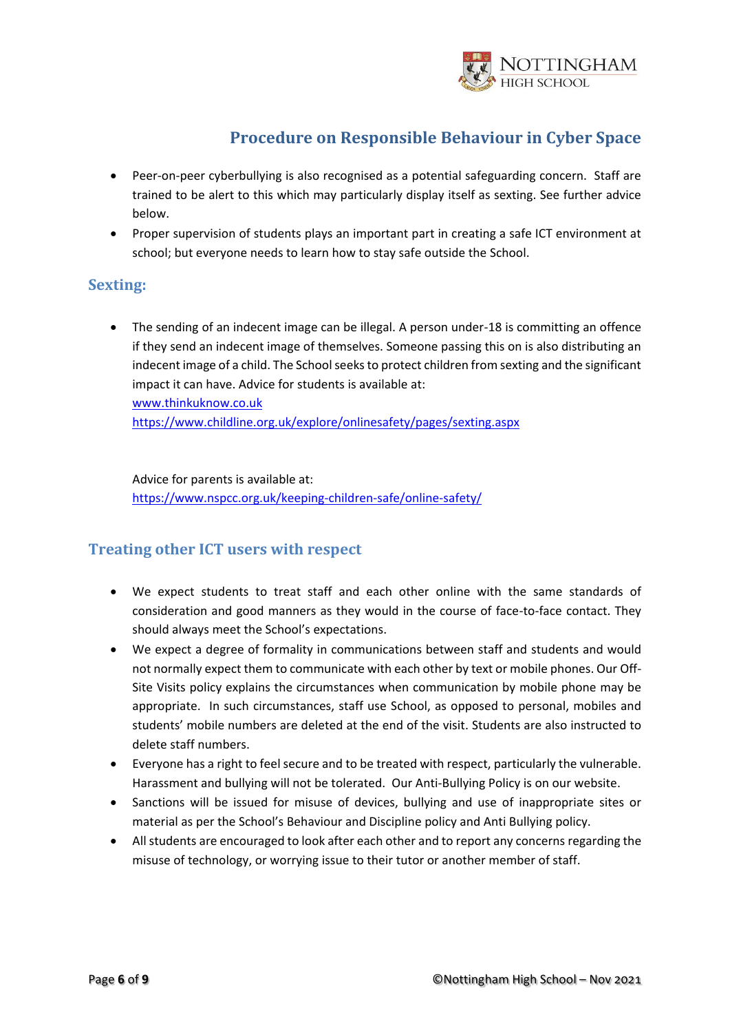- Peer-on-peer cyberbullying is also recognised as a potential safeguarding concern. Staff are trained to be alert to this which may particularly display itself as sexting. See further advice below.
- Proper supervision of students plays an important part in creating a safe ICT environment at school; but everyone needs to learn how to stay safe outside the School.

## Sexting:

- The sending of an indecent image can be illegal. A person under-18 is committing an offence if they send an indecent image of themselves. Someone passing this on is also distributing an indecent image of a child. The School seeks to protect children from sexting and the significant impact it can have. Advice for students is available at:
  www.thinkuknow.co.uk
  https://www.childline.org.uk/explore/onlinesafety/pages/sexting.aspx

  Advice for parents is available at:
  https://www.nspcc.org.uk/keeping-children-safe/online-safety/

## Treating other ICT users with respect

- We expect students to treat staff and each other online with the same standards of consideration and good manners as they would in the course of face-to-face contact. They should always meet the School's expectations.
- We expect a degree of formality in communications between staff and students and would not normally expect them to communicate with each other by text or mobile phones. Our Off-Site Visits policy explains the circumstances when communication by mobile phone may be appropriate. In such circumstances, staff use School, as opposed to personal, mobiles and students' mobile numbers are deleted at the end of the visit. Students are also instructed to delete staff numbers.
- Everyone has a right to feel secure and to be treated with respect, particularly the vulnerable. Harassment and bullying will not be tolerated. Our Anti-Bullying Policy is on our website.
- Sanctions will be issued for misuse of devices, bullying and use of inappropriate sites or material as per the School's Behaviour and Discipline policy and Anti Bullying policy.
- All students are encouraged to look after each other and to report any concerns regarding the misuse of technology, or worrying issue to their tutor or another member of staff.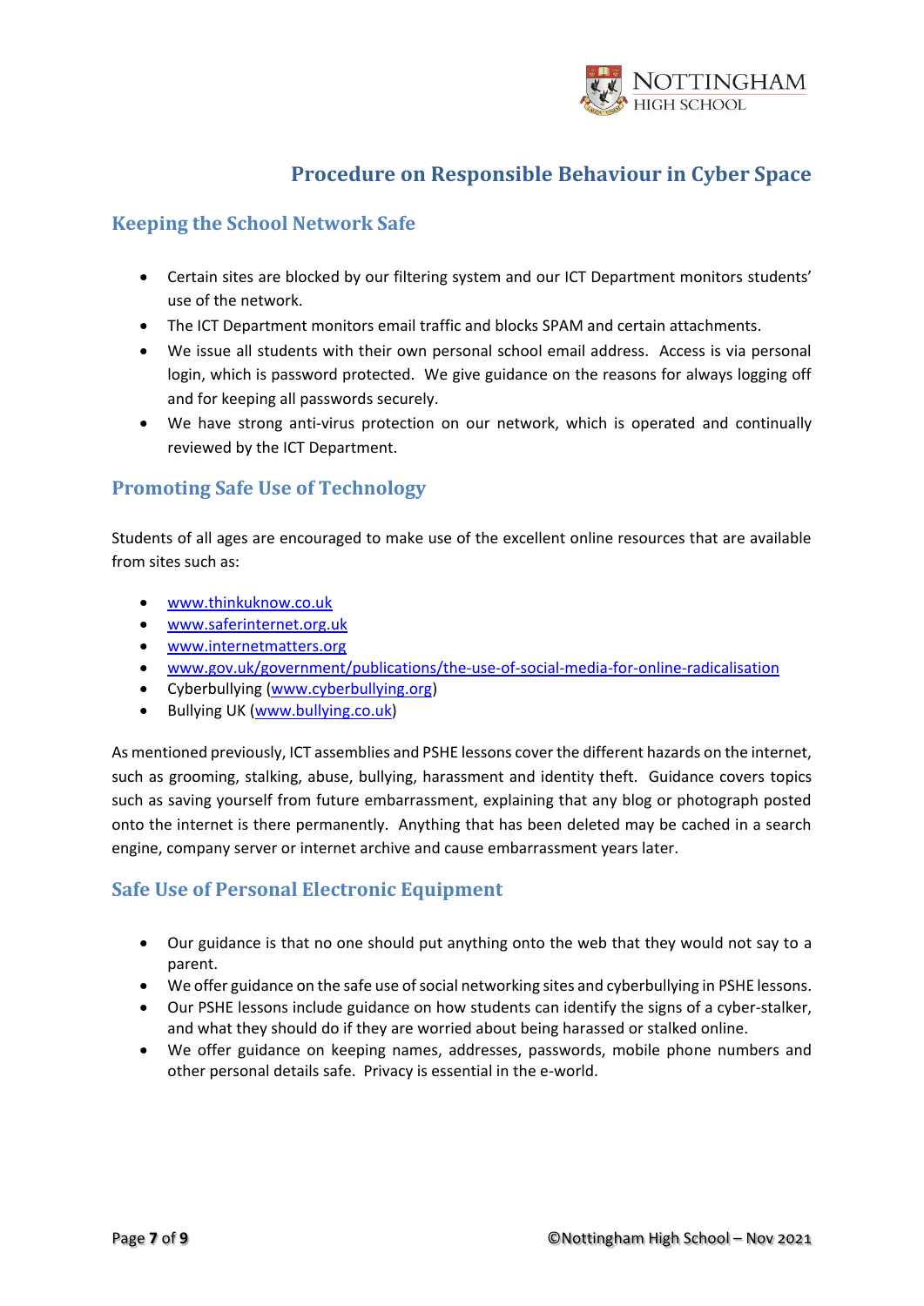## Procedure on Responsible Behaviour in Cyber Space

### Keeping the School Network Safe

- Certain sites are blocked by our filtering system and our ICT Department monitors students' use of the network.
- The ICT Department monitors email traffic and blocks SPAM and certain attachments.
- We issue all students with their own personal school email address. Access is via personal login, which is password protected. We give guidance on the reasons for always logging off and for keeping all passwords securely.
- We have strong anti-virus protection on our network, which is operated and continually reviewed by the ICT Department.

### Promoting Safe Use of Technology

Students of all ages are encouraged to make use of the excellent online resources that are available from sites such as:

- www.thinkuknow.co.uk
- www.saferinternet.org.uk
- www.internetmatters.org
- www.gov.uk/government/publications/the-use-of-social-media-for-online-radicalisation
- Cyberbullying (www.cyberbullying.org)
- Bullying UK (www.bullying.co.uk)

As mentioned previously, ICT assemblies and PSHE lessons cover the different hazards on the internet, such as grooming, stalking, abuse, bullying, harassment and identity theft. Guidance covers topics such as saving yourself from future embarrassment, explaining that any blog or photograph posted onto the internet is there permanently. Anything that has been deleted may be cached in a search engine, company server or internet archive and cause embarrassment years later.

### Safe Use of Personal Electronic Equipment

- Our guidance is that no one should put anything onto the web that they would not say to a parent.
- We offer guidance on the safe use of social networking sites and cyberbullying in PSHE lessons.
- Our PSHE lessons include guidance on how students can identify the signs of a cyber-stalker, and what they should do if they are worried about being harassed or stalked online.
- We offer guidance on keeping names, addresses, passwords, mobile phone numbers and other personal details safe. Privacy is essential in the e-world.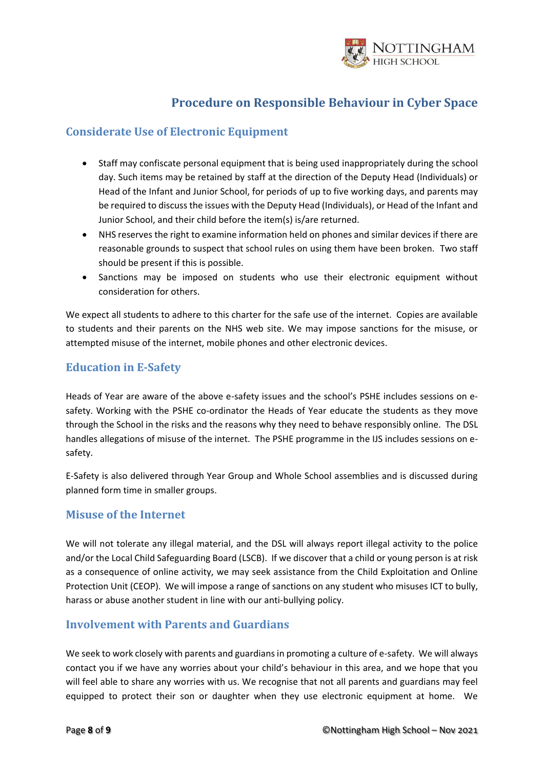# Procedure on Responsible Behaviour in Cyber Space

## Considerate Use of Electronic Equipment

- Staff may confiscate personal equipment that is being used inappropriately during the school day. Such items may be retained by staff at the direction of the Deputy Head (Individuals) or Head of the Infant and Junior School, for periods of up to five working days, and parents may be required to discuss the issues with the Deputy Head (Individuals), or Head of the Infant and Junior School, and their child before the item(s) is/are returned.
- NHS reserves the right to examine information held on phones and similar devices if there are reasonable grounds to suspect that school rules on using them have been broken. Two staff should be present if this is possible.
- Sanctions may be imposed on students who use their electronic equipment without consideration for others.

We expect all students to adhere to this charter for the safe use of the internet. Copies are available to students and their parents on the NHS web site. We may impose sanctions for the misuse, or attempted misuse of the internet, mobile phones and other electronic devices.

## Education in E-Safety

Heads of Year are aware of the above e-safety issues and the school's PSHE includes sessions on e-safety. Working with the PSHE co-ordinator the Heads of Year educate the students as they move through the School in the risks and the reasons why they need to behave responsibly online. The DSL handles allegations of misuse of the internet. The PSHE programme in the IJS includes sessions on e-safety.

E-Safety is also delivered through Year Group and Whole School assemblies and is discussed during planned form time in smaller groups.

## Misuse of the Internet

We will not tolerate any illegal material, and the DSL will always report illegal activity to the police and/or the Local Child Safeguarding Board (LSCB). If we discover that a child or young person is at risk as a consequence of online activity, we may seek assistance from the Child Exploitation and Online Protection Unit (CEOP). We will impose a range of sanctions on any student who misuses ICT to bully, harass or abuse another student in line with our anti-bullying policy.

## Involvement with Parents and Guardians

We seek to work closely with parents and guardians in promoting a culture of e-safety. We will always contact you if we have any worries about your child's behaviour in this area, and we hope that you will feel able to share any worries with us. We recognise that not all parents and guardians may feel equipped to protect their son or daughter when they use electronic equipment at home. We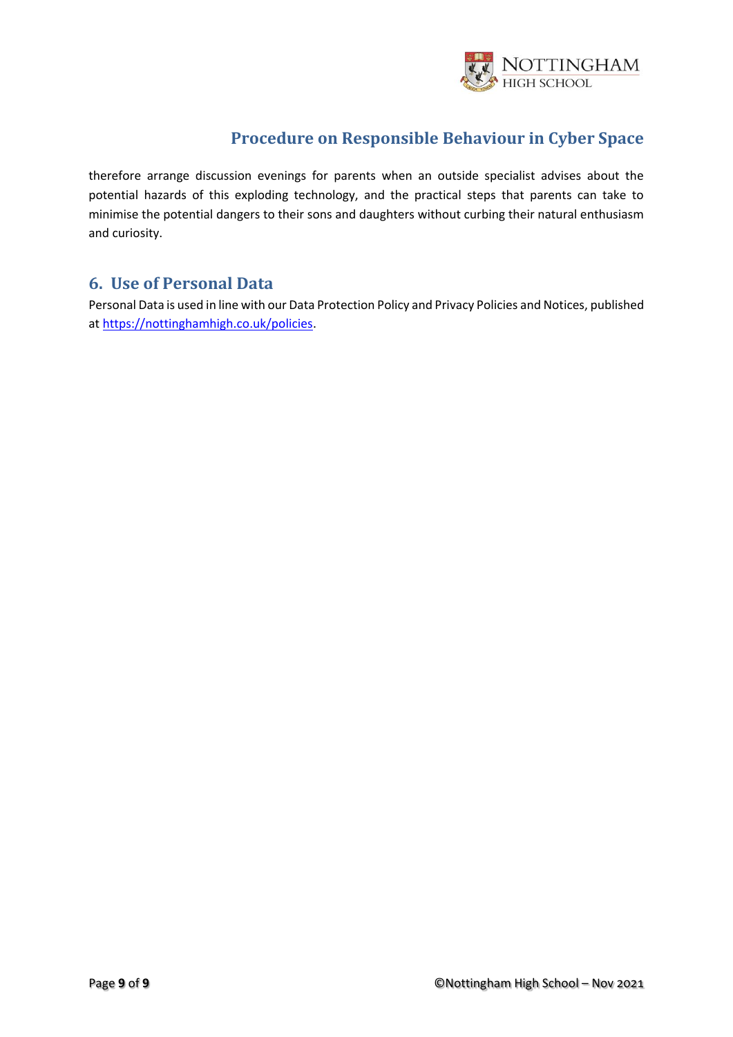therefore arrange discussion evenings for parents when an outside specialist advises about the potential hazards of this exploding technology, and the practical steps that parents can take to minimise the potential dangers to their sons and daughters without curbing their natural enthusiasm and curiosity.

## 6. Use of Personal Data

Personal Data is used in line with our Data Protection Policy and Privacy Policies and Notices, published at https://nottinghamhigh.co.uk/policies.